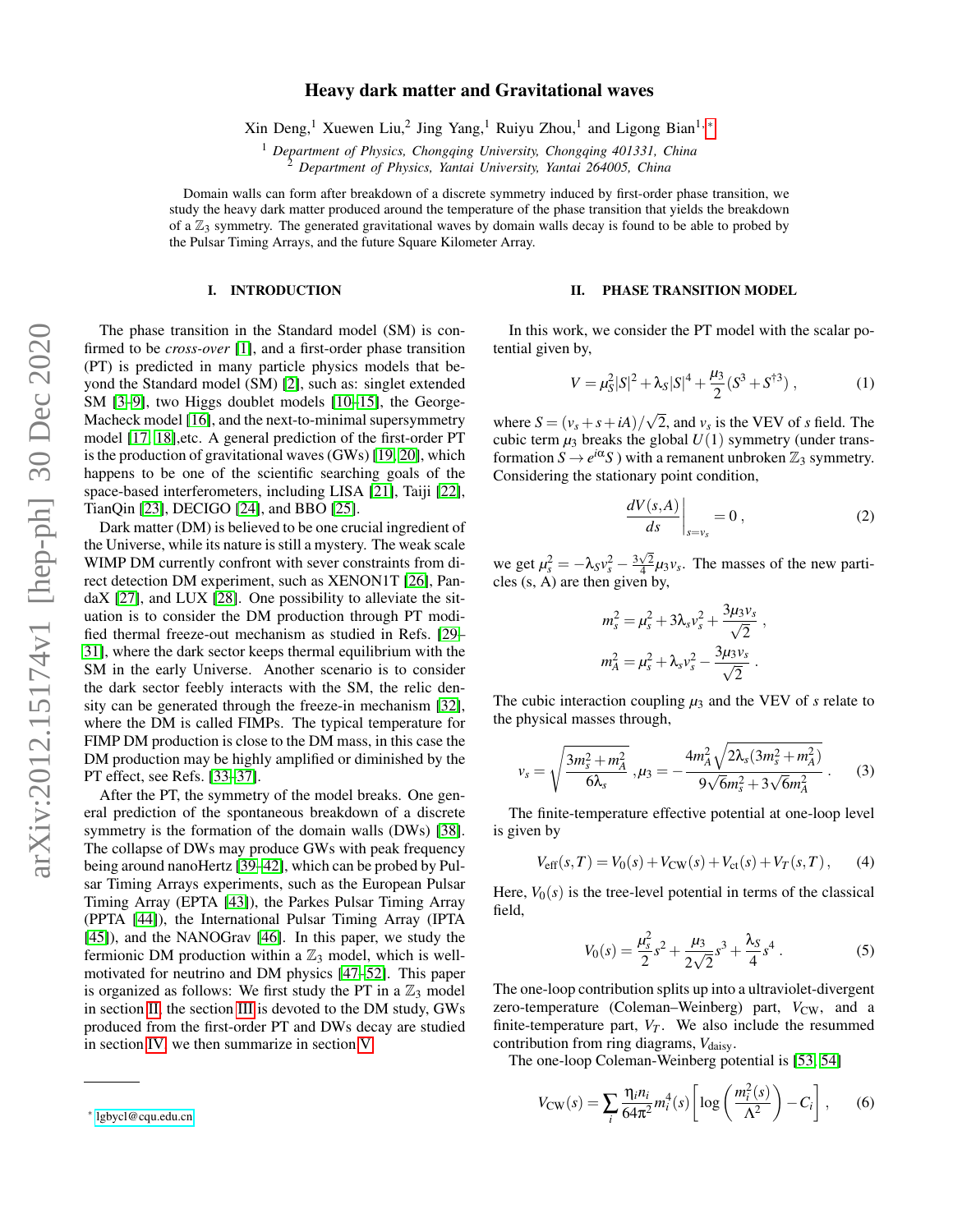# Heavy dark matter and Gravitational waves

Xin Deng,[1] Xuewen Liu,[2] Jing Yang,[1] Ruiyu Zhou,[1] and Ligong Bian[1,*]

[1] *Department of Physics, Chongqing University, Chongqing 401331, China*
[2] *Department of Physics, Yantai University, Yantai 264005, China*

Domain walls can form after breakdown of a discrete symmetry induced by first-order phase transition, we study the heavy dark matter produced around the temperature of the phase transition that yields the breakdown of a $\mathbb{Z}_3$ symmetry. The generated gravitational waves by domain walls decay is found to be able to probed by the Pulsar Timing Arrays, and the future Square Kilometer Array.

## I. INTRODUCTION

The phase transition in the Standard model (SM) is confirmed to be *cross-over* [1], and a first-order phase transition (PT) is predicted in many particle physics models that beyond the Standard model (SM) [2], such as: singlet extended SM [3–9], two Higgs doublet models [10–15], the George-Macheck model [16], and the next-to-minimal supersymmetry model [17, 18],etc. A general prediction of the first-order PT is the production of gravitational waves (GWs) [19, 20], which happens to be one of the scientific searching goals of the space-based interferometers, including LISA [21], Taiji [22], TianQin [23], DECIGO [24], and BBO [25].

Dark matter (DM) is believed to be one crucial ingredient of the Universe, while its nature is still a mystery. The weak scale WIMP DM currently confront with sever constraints from direct detection DM experiment, such as XENON1T [26], PandaX [27], and LUX [28]. One possibility to alleviate the situation is to consider the DM production through PT modified thermal freeze-out mechanism as studied in Refs. [29–31], where the dark sector keeps thermal equilibrium with the SM in the early Universe. Another scenario is to consider the dark sector feebly interacts with the SM, the relic density can be generated through the freeze-in mechanism [32], where the DM is called FIMPs. The typical temperature for FIMP DM production is close to the DM mass, in this case the DM production may be highly amplified or diminished by the PT effect, see Refs. [33–37].

After the PT, the symmetry of the model breaks. One general prediction of the spontaneous breakdown of a discrete symmetry is the formation of the domain walls (DWs) [38]. The collapse of DWs may produce GWs with peak frequency being around nanoHertz [39–42], which can be probed by Pulsar Timing Arrays experiments, such as the European Pulsar Timing Array (EPTA [43]), the Parkes Pulsar Timing Array (PPTA [44]), the International Pulsar Timing Array (IPTA [45]), and the NANOGrav [46]. In this paper, we study the fermionic DM production within a $\mathbb{Z}_3$ model, which is well-motivated for neutrino and DM physics [47–52]. This paper is organized as follows: We first study the PT in a $\mathbb{Z}_3$ model in section II, the section III is devoted to the DM study, GWs produced from the first-order PT and DWs decay are studied in section IV, we then summarize in section V.

## II. PHASE TRANSITION MODEL

In this work, we consider the PT model with the scalar potential given by,

$$V = \mu_S^2|S|^2 + \lambda_S|S|^4 + \frac{\mu_3}{2}(S^3 + S^{\dagger 3}) \,, \tag{1}$$

where $S = (v_s + s + iA)/\sqrt{2}$, and $v_s$ is the VEV of $s$ field. The cubic term $\mu_3$ breaks the global $U(1)$ symmetry (under transformation $S \to e^{i\alpha}S$ ) with a remanent unbroken $\mathbb{Z}_3$ symmetry. Considering the stationary point condition,

$$\left.\frac{dV(s,A)}{ds}\right|_{s=v_s} = 0 \,, \tag{2}$$

we get $\mu_s^2 = -\lambda_S v_s^2 - \frac{3\sqrt{2}}{4}\mu_3 v_s$. The masses of the new particles (s, A) are then given by,

$$m_s^2 = \mu_s^2 + 3\lambda_s v_s^2 + \frac{3\mu_3 v_s}{\sqrt{2}} \,,$$
$$m_A^2 = \mu_s^2 + \lambda_s v_s^2 - \frac{3\mu_3 v_s}{\sqrt{2}} \,.$$

The cubic interaction coupling $\mu_3$ and the VEV of $s$ relate to the physical masses through,

$$v_s = \sqrt{\frac{3m_s^2 + m_A^2}{6\lambda_s}} \,, \mu_3 = -\frac{4m_A^2\sqrt{2\lambda_s(3m_s^2 + m_A^2)}}{9\sqrt{6}m_s^2 + 3\sqrt{6}m_A^2} \,. \tag{3}$$

The finite-temperature effective potential at one-loop level is given by

$$V_{\rm eff}(s,T) = V_0(s) + V_{\rm CW}(s) + V_{\rm ct}(s) + V_T(s,T) \,, \tag{4}$$

Here, $V_0(s)$ is the tree-level potential in terms of the classical field,

$$V_0(s) = \frac{\mu_s^2}{2}s^2 + \frac{\mu_3}{2\sqrt{2}}s^3 + \frac{\lambda_S}{4}s^4 \,. \tag{5}$$

The one-loop contribution splits up into a ultraviolet-divergent zero-temperature (Coleman–Weinberg) part, $V_{\rm CW}$, and a finite-temperature part, $V_T$. We also include the resummed contribution from ring diagrams, $V_{\rm daisy}$.

The one-loop Coleman-Weinberg potential is [53, 54]

$$V_{\rm CW}(s) = \sum_i \frac{\eta_i n_i}{64\pi^2} m_i^4(s) \left[\log\left(\frac{m_i^2(s)}{\Lambda^2}\right) - C_i\right] \,, \tag{6}$$

* lgbycl@cqu.edu.cn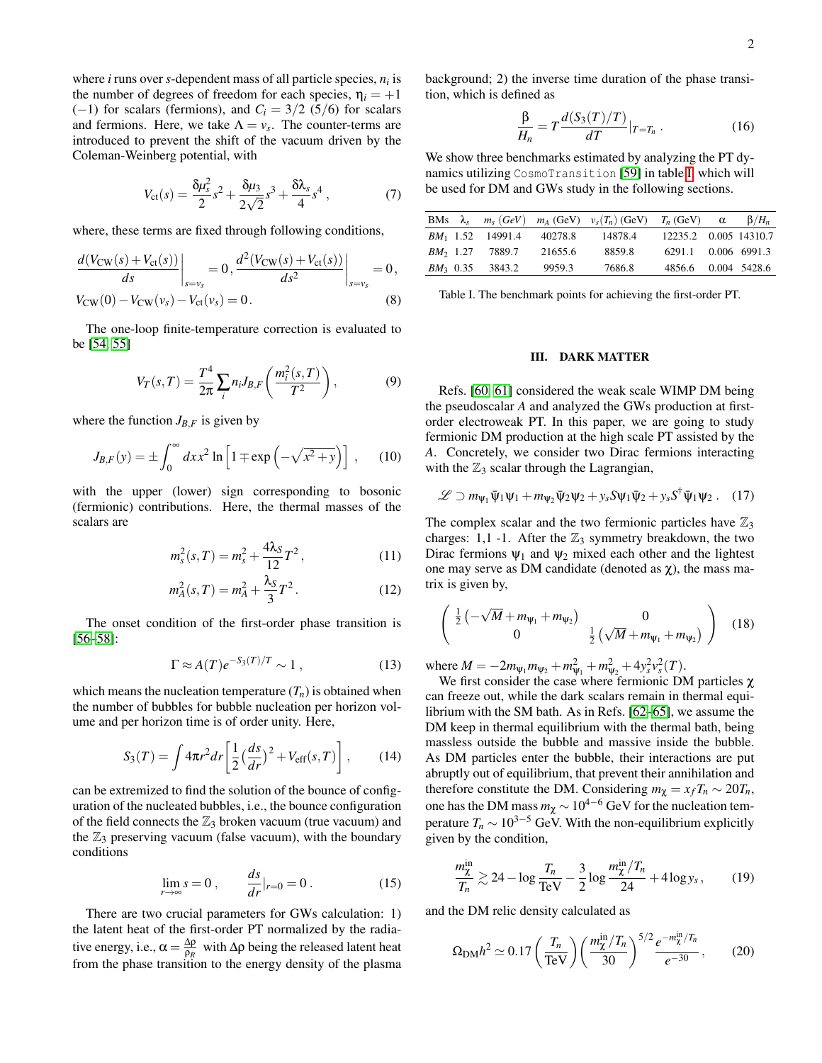where $i$ runs over $s$-dependent mass of all particle species, $n_i$ is the number of degrees of freedom for each species, $\eta_i = +1$ ($-1$) for scalars (fermions), and $C_i = 3/2$ ($5/6$) for scalars and fermions. Here, we take $\Lambda = v_s$. The counter-terms are introduced to prevent the shift of the vacuum driven by the Coleman-Weinberg potential, with

$$V_{\rm ct}(s) = \frac{\delta\mu_s^2}{2}s^2 + \frac{\delta\mu_3}{2\sqrt{2}}s^3 + \frac{\delta\lambda_s}{4}s^4\,, \tag{7}$$

where, these terms are fixed through following conditions,

$$\frac{d(V_{\rm CW}(s)+V_{\rm ct}(s))}{ds}\bigg|_{s=v_s} = 0\,, \frac{d^2(V_{\rm CW}(s)+V_{\rm ct}(s))}{ds^2}\bigg|_{s=v_s} = 0\,,$$
$$V_{\rm CW}(0) - V_{\rm CW}(v_s) - V_{\rm ct}(v_s) = 0\,. \tag{8}$$

The one-loop finite-temperature correction is evaluated to be [54, 55]

$$V_T(s,T) = \frac{T^4}{2\pi}\sum_i n_i J_{B,F}\left(\frac{m_i^2(s,T)}{T^2}\right), \tag{9}$$

where the function $J_{B,F}$ is given by

$$J_{B,F}(y) = \pm\int_0^\infty dx x^2 \ln\left[1 \mp \exp\left(-\sqrt{x^2+y}\right)\right]\,, \tag{10}$$

with the upper (lower) sign corresponding to bosonic (fermionic) contributions. Here, the thermal masses of the scalars are

$$m_s^2(s,T) = m_s^2 + \frac{4\lambda_S}{12}T^2\,, \tag{11}$$

$$m_A^2(s,T) = m_A^2 + \frac{\lambda_S}{3}T^2\,. \tag{12}$$

The onset condition of the first-order phase transition is [56–58]:

$$\Gamma \approx A(T)e^{-S_3(T)/T} \sim 1\,, \tag{13}$$

which means the nucleation temperature ($T_n$) is obtained when the number of bubbles for bubble nucleation per horizon volume and per horizon time is of order unity. Here,

$$S_3(T) = \int 4\pi r^2 dr\left[\frac{1}{2}\left(\frac{ds}{dr}\right)^2 + V_{\rm eff}(s,T)\right]\,, \tag{14}$$

can be extremized to find the solution of the bounce of configuration of the nucleated bubbles, i.e., the bounce configuration of the field connects the $\mathbb{Z}_3$ broken vacuum (true vacuum) and the $\mathbb{Z}_3$ preserving vacuum (false vacuum), with the boundary conditions

$$\lim_{r\to\infty} s = 0\,, \qquad \frac{ds}{dr}\Big|_{r=0} = 0\,. \tag{15}$$

There are two crucial parameters for GWs calculation: 1) the latent heat of the first-order PT normalized by the radiative energy, i.e., $\alpha = \frac{\Delta\rho}{\rho_R}$ with $\Delta\rho$ being the released latent heat from the phase transition to the energy density of the plasma background; 2) the inverse time duration of the phase transition, which is defined as

$$\frac{\beta}{H_n} = T\frac{d(S_3(T)/T)}{dT}\Big|_{T=T_n}\,. \tag{16}$$

We show three benchmarks estimated by analyzing the PT dynamics utilizing CosmoTransition [59] in table I, which will be used for DM and GWs study in the following sections.

| BMs | $\lambda_s$ | $m_s$ (GeV) | $m_A$ (GeV) | $v_s(T_n)$ (GeV) | $T_n$ (GeV) | $\alpha$ | $\beta/H_n$ |
|---|---|---|---|---|---|---|---|
| $BM_1$ | 1.52 | 14991.4 | 40278.8 | 14878.4 | 12235.2 | 0.005 | 14310.7 |
| $BM_2$ | 1.27 | 7889.7 | 21655.6 | 8859.8 | 6291.1 | 0.006 | 6991.3 |
| $BM_3$ | 0.35 | 3843.2 | 9959.3 | 7686.8 | 4856.6 | 0.004 | 5428.6 |

Table I. The benchmark points for achieving the first-order PT.

## III. DARK MATTER

Refs. [60, 61] considered the weak scale WIMP DM being the pseudoscalar $A$ and analyzed the GWs production at first-order electroweak PT. In this paper, we are going to study fermionic DM production at the high scale PT assisted by the $A$. Concretely, we consider two Dirac fermions interacting with the $\mathbb{Z}_3$ scalar through the Lagrangian,

$$\mathscr{L} \supset m_{\psi_1}\bar{\psi}_1\psi_1 + m_{\psi_2}\bar{\psi}_2\psi_2 + y_s S\psi_1\bar{\psi}_2 + y_s S^\dagger\bar{\psi}_1\psi_2\,. \tag{17}$$

The complex scalar and the two fermionic particles have $\mathbb{Z}_3$ charges: 1,1 -1. After the $\mathbb{Z}_3$ symmetry breakdown, the two Dirac fermions $\psi_1$ and $\psi_2$ mixed each other and the lightest one may serve as DM candidate (denoted as $\chi$), the mass matrix is given by,

$$\begin{pmatrix} \frac{1}{2}\left(-\sqrt{M} + m_{\psi_1} + m_{\psi_2}\right) & 0 \\ 0 & \frac{1}{2}\left(\sqrt{M} + m_{\psi_1} + m_{\psi_2}\right) \end{pmatrix} \tag{18}$$

where $M = -2m_{\psi_1}m_{\psi_2} + m_{\psi_1}^2 + m_{\psi_2}^2 + 4y_s^2 v_s^2(T)$.

We first consider the case where fermionic DM particles $\chi$ can freeze out, while the dark scalars remain in thermal equilibrium with the SM bath. As in Refs. [62–65], we assume the DM keep in thermal equilibrium with the thermal bath, being massless outside the bubble and massive inside the bubble. As DM particles enter the bubble, their interactions are put abruptly out of equilibrium, that prevent their annihilation and therefore constitute the DM. Considering $m_\chi = x_f T_n \sim 20T_n$, one has the DM mass $m_\chi \sim 10^{4-6}$ GeV for the nucleation temperature $T_n \sim 10^{3-5}$ GeV. With the non-equilibrium explicitly given by the condition,

$$\frac{m_\chi^{\rm in}}{T_n} \gtrsim 24 - \log\frac{T_n}{\rm TeV} - \frac{3}{2}\log\frac{m_\chi^{\rm in}/T_n}{24} + 4\log y_s\,, \tag{19}$$

and the DM relic density calculated as

$$\Omega_{\rm DM}h^2 \simeq 0.17\left(\frac{T_n}{\rm TeV}\right)\left(\frac{m_\chi^{\rm in}/T_n}{30}\right)^{5/2}\frac{e^{-m_\chi^{\rm in}/T_n}}{e^{-30}}\,, \tag{20}$$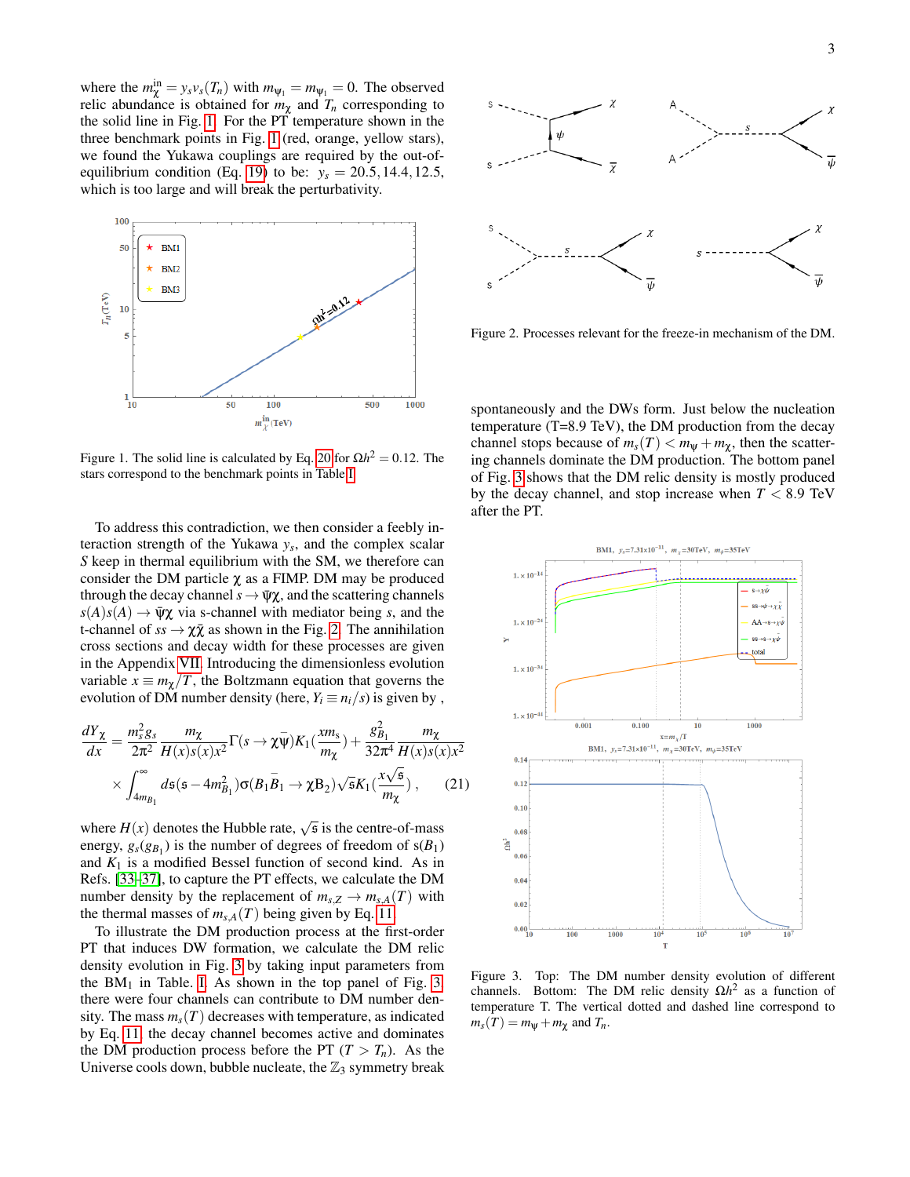where the $m_\chi^{\rm in} = y_s v_s(T_n)$ with $m_{\Psi_1} = m_{\Psi_1} = 0$. The observed relic abundance is obtained for $m_\chi$ and $T_n$ corresponding to the solid line in Fig. 1. For the PT temperature shown in the three benchmark points in Fig. 1 (red, orange, yellow stars), we found the Yukawa couplings are required by the out-of-equilibrium condition (Eq. 19) to be: $y_s = 20.5, 14.4, 12.5$, which is too large and will break the perturbativity.

Figure 1. The solid line is calculated by Eq. 20 for $\Omega h^2 = 0.12$. The stars correspond to the benchmark points in Table I.

To address this contradiction, we then consider a feebly interaction strength of the Yukawa $y_s$, and the complex scalar $S$ keep in thermal equilibrium with the SM, we therefore can consider the DM particle $\chi$ as a FIMP. DM may be produced through the decay channel $s \to \bar{\psi}\chi$, and the scattering channels $s(A)s(A) \to \bar{\psi}\chi$ via s-channel with mediator being $s$, and the t-channel of $ss \to \chi\bar{\chi}$ as shown in the Fig. 2. The annihilation cross sections and decay width for these processes are given in the Appendix VII. Introducing the dimensionless evolution variable $x \equiv m_\chi/T$, the Boltzmann equation that governs the evolution of DM number density (here, $Y_i \equiv n_i/s$) is given by ,

$$\frac{dY_\chi}{dx} = \frac{m_s^2 g_s}{2\pi^2}\frac{m_\chi}{H(x)s(x)x^2}\Gamma(s\to\chi\bar{\psi})K_1\!\left(\frac{x m_s}{m_\chi}\right) + \frac{g_{B_1}^2}{32\pi^4}\frac{m_\chi}{H(x)s(x)x^2} \times \int_{4m_{B_1}}^{\infty} d\mathfrak{s}(\mathfrak{s}-4m_{B_1}^2)\sigma(B_1\bar{B}_1\to\chi B_2)\sqrt{\mathfrak{s}}K_1\!\left(\frac{x\sqrt{\mathfrak{s}}}{m_\chi}\right), \quad (21)$$

where $H(x)$ denotes the Hubble rate, $\sqrt{\mathfrak{s}}$ is the centre-of-mass energy, $g_s(g_{B_1})$ is the number of degrees of freedom of $s(B_1)$ and $K_1$ is a modified Bessel function of second kind. As in Refs. [33–37], to capture the PT effects, we calculate the DM number density by the replacement of $m_{s,Z} \to m_{s,A}(T)$ with the thermal masses of $m_{s,A}(T)$ being given by Eq. 11.

To illustrate the DM production process at the first-order PT that induces DW formation, we calculate the DM relic density evolution in Fig. 3 by taking input parameters from the BM$_1$ in Table. I. As shown in the top panel of Fig. 3 there were four channels can contribute to DM number density. The mass $m_s(T)$ decreases with temperature, as indicated by Eq. 11, the decay channel becomes active and dominates the DM production process before the PT ($T > T_n$). As the Universe cools down, bubble nucleate, the $\mathbb{Z}_3$ symmetry break spontaneously and the DWs form. Just below the nucleation temperature (T=8.9 TeV), the DM production from the decay channel stops because of $m_s(T) < m_\psi + m_\chi$, then the scattering channels dominate the DM production. The bottom panel of Fig. 3 shows that the DM relic density is mostly produced by the decay channel, and stop increase when $T < 8.9$ TeV after the PT.

Figure 2. Processes relevant for the freeze-in mechanism of the DM.

Figure 3. Top: The DM number density evolution of different channels. Bottom: The DM relic density $\Omega h^2$ as a function of temperature T. The vertical dotted and dashed line correspond to $m_s(T) = m_\psi + m_\chi$ and $T_n$.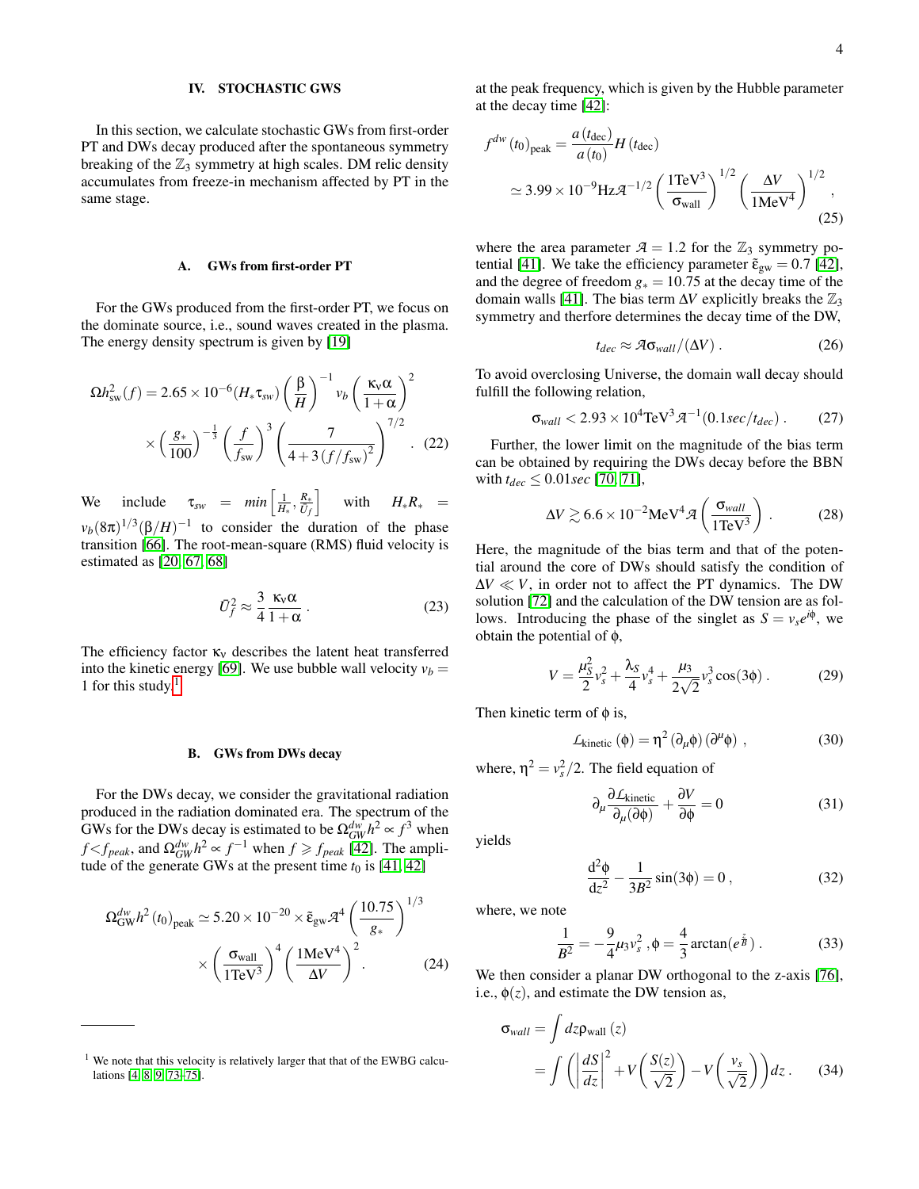## IV. STOCHASTIC GWS

In this section, we calculate stochastic GWs from first-order PT and DWs decay produced after the spontaneous symmetry breaking of the $\mathbb{Z}_3$ symmetry at high scales. DM relic density accumulates from freeze-in mechanism affected by PT in the same stage.

### A. GWs from first-order PT

For the GWs produced from the first-order PT, we focus on the dominate source, i.e., sound waves created in the plasma. The energy density spectrum is given by [19]

$$\Omega h^2_{\rm sw}(f) = 2.65\times10^{-6}(H_*\tau_{sw})\left(\frac{\beta}{H}\right)^{-1} v_b\left(\frac{\kappa_\nu\alpha}{1+\alpha}\right)^2 \times\left(\frac{g_*}{100}\right)^{-\frac{1}{3}}\left(\frac{f}{f_{\rm sw}}\right)^3\left(\frac{7}{4+3\left(f/f_{\rm sw}\right)^2}\right)^{7/2}. \quad (22)$$

We include $\tau_{sw} = min\left[\frac{1}{H_*}, \frac{R_*}{\bar{U}_f}\right]$ with $H_*R_* = v_b(8\pi)^{1/3}(\beta/H)^{-1}$ to consider the duration of the phase transition [66]. The root-mean-square (RMS) fluid velocity is estimated as [20, 67, 68]

$$\bar{U}_f^2 \approx \frac{3}{4}\frac{\kappa_\nu\alpha}{1+\alpha}\,. \quad (23)$$

The efficiency factor $\kappa_\nu$ describes the latent heat transferred into the kinetic energy [69]. We use bubble wall velocity $v_b = 1$ for this study.[1]

### B. GWs from DWs decay

For the DWs decay, we consider the gravitational radiation produced in the radiation dominated era. The spectrum of the GWs for the DWs decay is estimated to be $\Omega_{GW}^{dw}h^2 \propto f^3$ when $f<f_{peak}$, and $\Omega_{GW}^{dw}h^2 \propto f^{-1}$ when $f \geqslant f_{peak}$ [42]. The amplitude of the generate GWs at the present time $t_0$ is [41, 42]

$$\Omega_{\rm GW}^{dw}h^2(t_0)_{\rm peak} \simeq 5.20\times10^{-20}\times\tilde{\varepsilon}_{\rm gw}\mathcal{A}^4\left(\frac{10.75}{g_*}\right)^{1/3} \times\left(\frac{\sigma_{\rm wall}}{1{\rm TeV}^3}\right)^4\left(\frac{1{\rm MeV}^4}{\Delta V}\right)^2. \quad (24)$$

at the peak frequency, which is given by the Hubble parameter at the decay time [42]:

$$f^{dw}(t_0)_{\rm peak} = \frac{a(t_{\rm dec})}{a(t_0)}H(t_{\rm dec}) \simeq 3.99\times10^{-9}{\rm Hz}\mathcal{A}^{-1/2}\left(\frac{1{\rm TeV}^3}{\sigma_{\rm wall}}\right)^{1/2}\left(\frac{\Delta V}{1{\rm MeV}^4}\right)^{1/2}, \quad (25)$$

where the area parameter $\mathcal{A} = 1.2$ for the $\mathbb{Z}_3$ symmetry potential [41]. We take the efficiency parameter $\tilde{\varepsilon}_{\rm gw} = 0.7$ [42], and the degree of freedom $g_* = 10.75$ at the decay time of the domain walls [41]. The bias term $\Delta V$ explicitly breaks the $\mathbb{Z}_3$ symmetry and therfore determines the decay time of the DW,

$$t_{dec} \approx \mathcal{A}\sigma_{wall}/(\Delta V)\,. \quad (26)$$

To avoid overclosing Universe, the domain wall decay should fulfill the following relation,

$$\sigma_{wall} < 2.93\times10^4{\rm TeV}^3\mathcal{A}^{-1}(0.1sec/t_{dec})\,. \quad (27)$$

Further, the lower limit on the magnitude of the bias term can be obtained by requiring the DWs decay before the BBN with $t_{dec} \leq 0.01sec$ [70, 71],

$$\Delta V \gtrsim 6.6\times10^{-2}{\rm MeV}^4\mathcal{A}\left(\frac{\sigma_{wall}}{1{\rm TeV}^3}\right). \quad (28)$$

Here, the magnitude of the bias term and that of the potential around the core of DWs should satisfy the condition of $\Delta V \ll V$, in order not to affect the PT dynamics. The DW solution [72] and the calculation of the DW tension are as follows. Introducing the phase of the singlet as $S = v_s e^{i\phi}$, we obtain the potential of $\phi$,

$$V = \frac{\mu_S^2}{2}v_s^2 + \frac{\lambda_S}{4}v_s^4 + \frac{\mu_3}{2\sqrt{2}}v_s^3\cos(3\phi)\,. \quad (29)$$

Then kinetic term of $\phi$ is,

$$\mathcal{L}_{\rm kinetic}(\phi) = \eta^2(\partial_\mu\phi)(\partial^\mu\phi)\,, \quad (30)$$

where, $\eta^2 = v_s^2/2$. The field equation of

$$\partial_\mu\frac{\partial\mathcal{L}_{\rm kinetic}}{\partial_\mu(\partial\phi)} + \frac{\partial V}{\partial\phi} = 0 \quad (31)$$

yields

$$\frac{{\rm d}^2\phi}{{\rm d}z^2} - \frac{1}{3B^2}\sin(3\phi) = 0\,, \quad (32)$$

where, we note

$$\frac{1}{B^2} = -\frac{9}{4}\mu_3 v_s^2\,, \phi = \frac{4}{3}\arctan(e^{\frac{z}{B}})\,. \quad (33)$$

We then consider a planar DW orthogonal to the z-axis [76], i.e., $\phi(z)$, and estimate the DW tension as,

$$\sigma_{wall} = \int dz\rho_{\rm wall}(z) = \int\left(\left|\frac{dS}{dz}\right|^2 + V\left(\frac{S(z)}{\sqrt{2}}\right) - V\left(\frac{v_s}{\sqrt{2}}\right)\right)dz\,. \quad (34)$$

---

[1] We note that this velocity is relatively larger that that of the EWBG calculations [4, 8, 9, 73–75].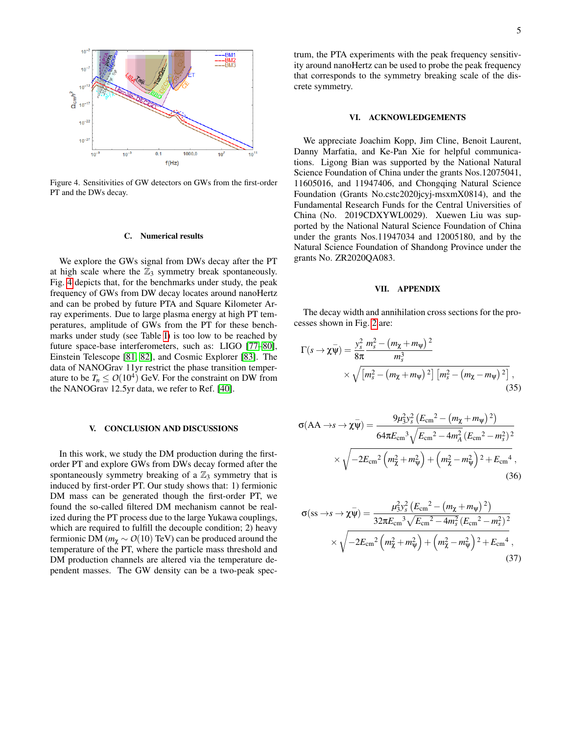Figure 4. Sensitivities of GW detectors on GWs from the first-order PT and the DWs decay.

### C. Numerical results

We explore the GWs signal from DWs decay after the PT at high scale where the $\mathbb{Z}_3$ symmetry break spontaneously. Fig. 4 depicts that, for the benchmarks under study, the peak frequency of GWs from DW decay locates around nanoHertz and can be probed by future PTA and Square Kilometer Array experiments. Due to large plasma energy at high PT temperatures, amplitude of GWs from the PT for these benchmarks under study (see Table I) is too low to be reached by future space-base interferometers, such as: LIGO [77–80], Einstein Telescope [81, 82], and Cosmic Explorer [83]. The data of NANOGrav 11yr restrict the phase transition temperature to be $T_n \leq O(10^4)$ GeV. For the constraint on DW from the NANOGrav 12.5yr data, we refer to Ref. [40].

## V. CONCLUSION AND DISCUSSIONS

In this work, we study the DM production during the first-order PT and explore GWs from DWs decay formed after the spontaneously symmetry breaking of a $\mathbb{Z}_3$ symmetry that is induced by first-order PT. Our study shows that: 1) fermionic DM mass can be generated though the first-order PT, we found the so-called filtered DM mechanism cannot be realized during the PT process due to the large Yukawa couplings, which are required to fulfill the decouple condition; 2) heavy fermionic DM ($m_\chi \sim O(10)$ TeV) can be produced around the temperature of the PT, where the particle mass threshold and DM production channels are altered via the temperature dependent masses. The GW density can be a two-peak spectrum, the PTA experiments with the peak frequency sensitivity around nanoHertz can be used to probe the peak frequency that corresponds to the symmetry breaking scale of the discrete symmetry.

## VI. ACKNOWLEDGEMENTS

We appreciate Joachim Kopp, Jim Cline, Benoit Laurent, Danny Marfatia, and Ke-Pan Xie for helpful communications. Ligong Bian was supported by the National Natural Science Foundation of China under the grants Nos.12075041, 11605016, and 11947406, and Chongqing Natural Science Foundation (Grants No.cstc2020jcyj-msxmX0814), and the Fundamental Research Funds for the Central Universities of China (No. 2019CDXYWL0029). Xuewen Liu was supported by the National Natural Science Foundation of China under the grants Nos.11947034 and 12005180, and by the Natural Science Foundation of Shandong Province under the grants No. ZR2020QA083.

## VII. APPENDIX

The decay width and annihilation cross sections for the processes shown in Fig. 2 are:

$$\Gamma(s \to \chi\bar{\psi}) = \frac{y_s^2}{8\pi} \frac{m_s^2 - (m_\chi + m_\psi)^2}{m_s^3} \times \sqrt{\left[m_s^2 - (m_\chi + m_\psi)^2\right]\left[m_s^2 - (m_\chi - m_\psi)^2\right]}\,, \tag{35}$$

$$\sigma(AA \to s \to \chi\bar{\psi}) = \frac{9\mu_3^2 y_s^2 \left({E_{\rm cm}}^2 - (m_\chi + m_\psi)^2\right)}{64\pi {E_{\rm cm}}^3 \sqrt{{E_{\rm cm}}^2 - 4m_A^2}\,({E_{\rm cm}}^2 - m_s^2)^2} \times \sqrt{-2{E_{\rm cm}}^2\left(m_\chi^2 + m_\psi^2\right) + \left(m_\chi^2 - m_\psi^2\right)^2 + {E_{\rm cm}}^4}\,, \tag{36}$$

$$\sigma(ss \to s \to \chi\bar{\psi}) = \frac{\mu_3^2 y_s^2 \left({E_{\rm cm}}^2 - (m_\chi + m_\psi)^2\right)}{32\pi {E_{\rm cm}}^3 \sqrt{{E_{\rm cm}}^2 - 4m_s^2}\,({E_{\rm cm}}^2 - m_s^2)^2} \times \sqrt{-2{E_{\rm cm}}^2\left(m_\chi^2 + m_\psi^2\right) + \left(m_\chi^2 - m_\psi^2\right)^2 + {E_{\rm cm}}^4}\,, \tag{37}$$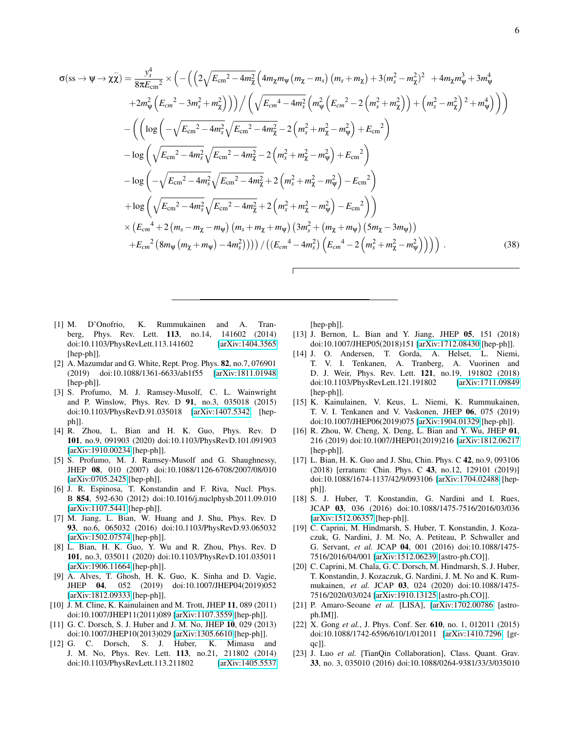$$
\begin{aligned}
\sigma(ss \to \psi \to \chi\bar{\chi}) = \frac{y_s^4}{8\pi E_{\rm cm}{}^2} \times \Bigg( &-\Bigg( \Bigg( 2\sqrt{E_{\rm cm}{}^2 - 4m_\chi^2} \left( 4m_\chi m_\psi \left( m_\chi - m_s \right) \left( m_s + m_\chi \right) + 3(m_s^2 - m_\chi^2)^2 \;\; + 4m_\chi m_\psi^3 + 3m_\psi^4 \right. \\
&\left. + 2m_\psi^2 \left( E_{cm}{}^2 - 3m_s^2 + m_\chi^2 \right) \right) \Bigg) \Bigg/ \left( \sqrt{E_{cm}{}^4 - 4m_s^2} \left( m_\psi^2 \left( E_{cm}{}^2 - 2\left( m_s^2 + m_\chi^2 \right) \right) + \left( m_s^2 - m_\chi^2 \right)^2 + m_\psi^4 \right) \right) \Bigg) \\
&- \Bigg( \Bigg( \log\left( -\sqrt{E_{\rm cm}{}^2 - 4m_s^2}\sqrt{E_{\rm cm}{}^2 - 4m_\chi^2} - 2\left( m_s^2 + m_\chi^2 - m_\psi^2 \right) + E_{\rm cm}{}^2 \right) \\
&- \log\left( \sqrt{E_{\rm cm}{}^2 - 4m_s^2}\sqrt{E_{\rm cm}{}^2 - 4m_\chi^2} - 2\left( m_s^2 + m_\chi^2 - m_\psi^2 \right) + E_{\rm cm}{}^2 \right) \\
&- \log\left( -\sqrt{E_{\rm cm}{}^2 - 4m_s^2}\sqrt{E_{\rm cm}{}^2 - 4m_\chi^2} + 2\left( m_s^2 + m_\chi^2 - m_\psi^2 \right) - E_{\rm cm}{}^2 \right) \\
&+ \log\left( \sqrt{E_{\rm cm}{}^2 - 4m_s^2}\sqrt{E_{\rm cm}{}^2 - 4m_\chi^2} + 2\left( m_s^2 + m_\chi^2 - m_\psi^2 \right) - E_{\rm cm}{}^2 \right) \Bigg) \\
&\times \left( E_{cm}{}^4 + 2\left( m_s - m_\chi - m_\psi \right)\left( m_s + m_\chi + m_\psi \right)\left( 3m_s^2 + \left( m_\chi + m_\psi \right)\left( 5m_\chi - 3m_\psi \right) \right) \right. \\
&\left. + E_{cm}{}^2 \left( 8m_\psi \left( m_\chi + m_\psi \right) - 4m_s^2 \right) \right) \Bigg) \Bigg/ \left( \left( E_{cm}{}^4 - 4m_s^2 \right) \left( E_{cm}{}^4 - 2\left( m_s^2 + m_\chi^2 - m_\psi^2 \right) \right) \right) \Bigg) \,. \qquad (38)
\end{aligned}
$$

---

[1] M. D'Onofrio, K. Rummukainen and A. Tranberg, Phys. Rev. Lett. **113**, no.14, 141602 (2014) doi:10.1103/PhysRevLett.113.141602 [arXiv:1404.3565 [hep-ph]].

[2] A. Mazumdar and G. White, Rept. Prog. Phys. **82**, no.7, 076901 (2019) doi:10.1088/1361-6633/ab1f55 [arXiv:1811.01948 [hep-ph]].

[3] S. Profumo, M. J. Ramsey-Musolf, C. L. Wainwright and P. Winslow, Phys. Rev. D **91**, no.3, 035018 (2015) doi:10.1103/PhysRevD.91.035018 [arXiv:1407.5342 [hep-ph]].

[4] R. Zhou, L. Bian and H. K. Guo, Phys. Rev. D **101**, no.9, 091903 (2020) doi:10.1103/PhysRevD.101.091903 [arXiv:1910.00234 [hep-ph]].

[5] S. Profumo, M. J. Ramsey-Musolf and G. Shaughnessy, JHEP **08**, 010 (2007) doi:10.1088/1126-6708/2007/08/010 [arXiv:0705.2425 [hep-ph]].

[6] J. R. Espinosa, T. Konstandin and F. Riva, Nucl. Phys. B **854**, 592-630 (2012) doi:10.1016/j.nuclphysb.2011.09.010 [arXiv:1107.5441 [hep-ph]].

[7] M. Jiang, L. Bian, W. Huang and J. Shu, Phys. Rev. D **93**, no.6, 065032 (2016) doi:10.1103/PhysRevD.93.065032 [arXiv:1502.07574 [hep-ph]].

[8] L. Bian, H. K. Guo, Y. Wu and R. Zhou, Phys. Rev. D **101**, no.3, 035011 (2020) doi:10.1103/PhysRevD.101.035011 [arXiv:1906.11664 [hep-ph]].

[9] A. Alves, T. Ghosh, H. K. Guo, K. Sinha and D. Vagie, JHEP **04**, 052 (2019) doi:10.1007/JHEP04(2019)052 [arXiv:1812.09333 [hep-ph]].

[10] J. M. Cline, K. Kainulainen and M. Trott, JHEP **11**, 089 (2011) doi:10.1007/JHEP11(2011)089 [arXiv:1107.3559 [hep-ph]].

[11] G. C. Dorsch, S. J. Huber and J. M. No, JHEP **10**, 029 (2013) doi:10.1007/JHEP10(2013)029 [arXiv:1305.6610 [hep-ph]].

[12] G. C. Dorsch, S. J. Huber, K. Mimasu and J. M. No, Phys. Rev. Lett. **113**, no.21, 211802 (2014) doi:10.1103/PhysRevLett.113.211802 [arXiv:1405.5537 [hep-ph]].

[13] J. Bernon, L. Bian and Y. Jiang, JHEP **05**, 151 (2018) doi:10.1007/JHEP05(2018)151 [arXiv:1712.08430 [hep-ph]].

[14] J. O. Andersen, T. Gorda, A. Helset, L. Niemi, T. V. I. Tenkanen, A. Tranberg, A. Vuorinen and D. J. Weir, Phys. Rev. Lett. **121**, no.19, 191802 (2018) doi:10.1103/PhysRevLett.121.191802 [arXiv:1711.09849 [hep-ph]].

[15] K. Kainulainen, V. Keus, L. Niemi, K. Rummukainen, T. V. I. Tenkanen and V. Vaskonen, JHEP **06**, 075 (2019) doi:10.1007/JHEP06(2019)075 [arXiv:1904.01329 [hep-ph]].

[16] R. Zhou, W. Cheng, X. Deng, L. Bian and Y. Wu, JHEP **01**, 216 (2019) doi:10.1007/JHEP01(2019)216 [arXiv:1812.06217 [hep-ph]].

[17] L. Bian, H. K. Guo and J. Shu, Chin. Phys. C **42**, no.9, 093106 (2018) [erratum: Chin. Phys. C **43**, no.12, 129101 (2019)] doi:10.1088/1674-1137/42/9/093106 [arXiv:1704.02488 [hep-ph]].

[18] S. J. Huber, T. Konstandin, G. Nardini and I. Rues, JCAP **03**, 036 (2016) doi:10.1088/1475-7516/2016/03/036 [arXiv:1512.06357 [hep-ph]].

[19] C. Caprini, M. Hindmarsh, S. Huber, T. Konstandin, J. Kozaczuk, G. Nardini, J. M. No, A. Petiteau, P. Schwaller and G. Servant, *et al.* JCAP **04**, 001 (2016) doi:10.1088/1475-7516/2016/04/001 [arXiv:1512.06239 [astro-ph.CO]].

[20] C. Caprini, M. Chala, G. C. Dorsch, M. Hindmarsh, S. J. Huber, T. Konstandin, J. Kozaczuk, G. Nardini, J. M. No and K. Rummukainen, *et al.* JCAP **03**, 024 (2020) doi:10.1088/1475-7516/2020/03/024 [arXiv:1910.13125 [astro-ph.CO]].

[21] P. Amaro-Seoane *et al.* [LISA], [arXiv:1702.00786 [astro-ph.IM]].

[22] X. Gong *et al.*, J. Phys. Conf. Ser. **610**, no. 1, 012011 (2015) doi:10.1088/1742-6596/610/1/012011 [arXiv:1410.7296 [gr-qc]].

[23] J. Luo *et al.* [TianQin Collaboration], Class. Quant. Grav. **33**, no. 3, 035010 (2016) doi:10.1088/0264-9381/33/3/035010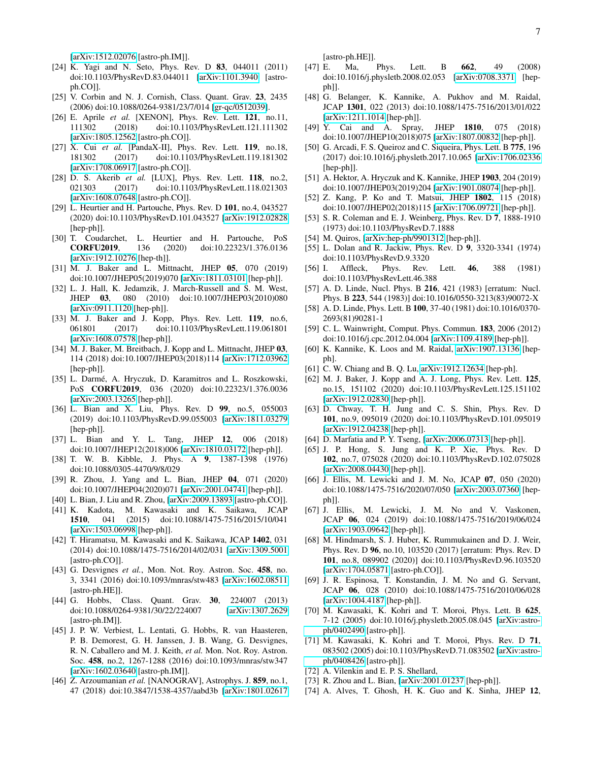[arXiv:1512.02076 [astro-ph.IM]].

[24] K. Yagi and N. Seto, Phys. Rev. D **83**, 044011 (2011) doi:10.1103/PhysRevD.83.044011 [arXiv:1101.3940 [astro-ph.CO]].

[25] V. Corbin and N. J. Cornish, Class. Quant. Grav. **23**, 2435 (2006) doi:10.1088/0264-9381/23/7/014 [gr-qc/0512039].

[26] E. Aprile *et al.* [XENON], Phys. Rev. Lett. **121**, no.11, 111302 (2018) doi:10.1103/PhysRevLett.121.111302 [arXiv:1805.12562 [astro-ph.CO]].

[27] X. Cui *et al.* [PandaX-II], Phys. Rev. Lett. **119**, no.18, 181302 (2017) doi:10.1103/PhysRevLett.119.181302 [arXiv:1708.06917 [astro-ph.CO]].

[28] D. S. Akerib *et al.* [LUX], Phys. Rev. Lett. **118**, no.2, 021303 (2017) doi:10.1103/PhysRevLett.118.021303 [arXiv:1608.07648 [astro-ph.CO]].

[29] L. Heurtier and H. Partouche, Phys. Rev. D **101**, no.4, 043527 (2020) doi:10.1103/PhysRevD.101.043527 [arXiv:1912.02828 [hep-ph]].

[30] T. Coudarchet, L. Heurtier and H. Partouche, PoS **CORFU2019**, 136 (2020) doi:10.22323/1.376.0136 [arXiv:1912.10276 [hep-th]].

[31] M. J. Baker and L. Mittnacht, JHEP **05**, 070 (2019) doi:10.1007/JHEP05(2019)070 [arXiv:1811.03101 [hep-ph]].

[32] L. J. Hall, K. Jedamzik, J. March-Russell and S. M. West, JHEP **03**, 080 (2010) doi:10.1007/JHEP03(2010)080 [arXiv:0911.1120 [hep-ph]].

[33] M. J. Baker and J. Kopp, Phys. Rev. Lett. **119**, no.6, 061801 (2017) doi:10.1103/PhysRevLett.119.061801 [arXiv:1608.07578 [hep-ph]].

[34] M. J. Baker, M. Breitbach, J. Kopp and L. Mittnacht, JHEP **03**, 114 (2018) doi:10.1007/JHEP03(2018)114 [arXiv:1712.03962 [hep-ph]].

[35] L. Darmé, A. Hryczuk, D. Karamitros and L. Roszkowski, PoS **CORFU2019**, 036 (2020) doi:10.22323/1.376.0036 [arXiv:2003.13265 [hep-ph]].

[36] L. Bian and X. Liu, Phys. Rev. D **99**, no.5, 055003 (2019) doi:10.1103/PhysRevD.99.055003 [arXiv:1811.03279 [hep-ph]].

[37] L. Bian and Y. L. Tang, JHEP **12**, 006 (2018) doi:10.1007/JHEP12(2018)006 [arXiv:1810.03172 [hep-ph]].

[38] T. W. B. Kibble, J. Phys. A **9**, 1387-1398 (1976) doi:10.1088/0305-4470/9/8/029

[39] R. Zhou, J. Yang and L. Bian, JHEP **04**, 071 (2020) doi:10.1007/JHEP04(2020)071 [arXiv:2001.04741 [hep-ph]].

[40] L. Bian, J. Liu and R. Zhou, [arXiv:2009.13893 [astro-ph.CO]].

[41] K. Kadota, M. Kawasaki and K. Saikawa, JCAP **1510**, 041 (2015) doi:10.1088/1475-7516/2015/10/041 [arXiv:1503.06998 [hep-ph]].

[42] T. Hiramatsu, M. Kawasaki and K. Saikawa, JCAP **1402**, 031 (2014) doi:10.1088/1475-7516/2014/02/031 [arXiv:1309.5001 [astro-ph.CO]].

[43] G. Desvignes *et al.*, Mon. Not. Roy. Astron. Soc. **458**, no. 3, 3341 (2016) doi:10.1093/mnras/stw483 [arXiv:1602.08511 [astro-ph.HE]].

[44] G. Hobbs, Class. Quant. Grav. **30**, 224007 (2013) doi:10.1088/0264-9381/30/22/224007 [arXiv:1307.2629 [astro-ph.IM]].

[45] J. P. W. Verbiest, L. Lentati, G. Hobbs, R. van Haasteren, P. B. Demorest, G. H. Janssen, J. B. Wang, G. Desvignes, R. N. Caballero and M. J. Keith, *et al.* Mon. Not. Roy. Astron. Soc. **458**, no.2, 1267-1288 (2016) doi:10.1093/mnras/stw347 [arXiv:1602.03640 [astro-ph.IM]].

[46] Z. Arzoumanian *et al.* [NANOGRAV], Astrophys. J. **859**, no.1, 47 (2018) doi:10.3847/1538-4357/aabd3b [arXiv:1801.02617 [astro-ph.HE]].

[47] E. Ma, Phys. Lett. B **662**, 49 (2008) doi:10.1016/j.physletb.2008.02.053 [arXiv:0708.3371 [hep-ph]].

[48] G. Belanger, K. Kannike, A. Pukhov and M. Raidal, JCAP **1301**, 022 (2013) doi:10.1088/1475-7516/2013/01/022 [arXiv:1211.1014 [hep-ph]].

[49] Y. Cai and A. Spray, JHEP **1810**, 075 (2018) doi:10.1007/JHEP10(2018)075 [arXiv:1807.00832 [hep-ph]].

[50] G. Arcadi, F. S. Queiroz and C. Siqueira, Phys. Lett. B **775**, 196 (2017) doi:10.1016/j.physletb.2017.10.065 [arXiv:1706.02336 [hep-ph]].

[51] A. Hektor, A. Hryczuk and K. Kannike, JHEP **1903**, 204 (2019) doi:10.1007/JHEP03(2019)204 [arXiv:1901.08074 [hep-ph]].

[52] Z. Kang, P. Ko and T. Matsui, JHEP **1802**, 115 (2018) doi:10.1007/JHEP02(2018)115 [arXiv:1706.09721 [hep-ph]].

[53] S. R. Coleman and E. J. Weinberg, Phys. Rev. D **7**, 1888-1910 (1973) doi:10.1103/PhysRevD.7.1888

[54] M. Quiros, [arXiv:hep-ph/9901312 [hep-ph]].

[55] L. Dolan and R. Jackiw, Phys. Rev. D **9**, 3320-3341 (1974) doi:10.1103/PhysRevD.9.3320

[56] I. Affleck, Phys. Rev. Lett. **46**, 388 (1981) doi:10.1103/PhysRevLett.46.388

[57] A. D. Linde, Nucl. Phys. B **216**, 421 (1983) [erratum: Nucl. Phys. B **223**, 544 (1983)] doi:10.1016/0550-3213(83)90072-X

[58] A. D. Linde, Phys. Lett. B **100**, 37-40 (1981) doi:10.1016/0370-2693(81)90281-1

[59] C. L. Wainwright, Comput. Phys. Commun. **183**, 2006 (2012) doi:10.1016/j.cpc.2012.04.004 [arXiv:1109.4189 [hep-ph]].

[60] K. Kannike, K. Loos and M. Raidal, arXiv:1907.13136 [hep-ph].

[61] C. W. Chiang and B. Q. Lu, arXiv:1912.12634 [hep-ph].

[62] M. J. Baker, J. Kopp and A. J. Long, Phys. Rev. Lett. **125**, no.15, 151102 (2020) doi:10.1103/PhysRevLett.125.151102 [arXiv:1912.02830 [hep-ph]].

[63] D. Chway, T. H. Jung and C. S. Shin, Phys. Rev. D **101**, no.9, 095019 (2020) doi:10.1103/PhysRevD.101.095019 [arXiv:1912.04238 [hep-ph]].

[64] D. Marfatia and P. Y. Tseng, [arXiv:2006.07313 [hep-ph]].

[65] J. P. Hong, S. Jung and K. P. Xie, Phys. Rev. D **102**, no.7, 075028 (2020) doi:10.1103/PhysRevD.102.075028 [arXiv:2008.04430 [hep-ph]].

[66] J. Ellis, M. Lewicki and J. M. No, JCAP **07**, 050 (2020) doi:10.1088/1475-7516/2020/07/050 [arXiv:2003.07360 [hep-ph]].

[67] J. Ellis, M. Lewicki, J. M. No and V. Vaskonen, JCAP **06**, 024 (2019) doi:10.1088/1475-7516/2019/06/024 [arXiv:1903.09642 [hep-ph]].

[68] M. Hindmarsh, S. J. Huber, K. Rummukainen and D. J. Weir, Phys. Rev. D **96**, no.10, 103520 (2017) [erratum: Phys. Rev. D **101**, no.8, 089902 (2020)] doi:10.1103/PhysRevD.96.103520 [arXiv:1704.05871 [astro-ph.CO]].

[69] J. R. Espinosa, T. Konstandin, J. M. No and G. Servant, JCAP **06**, 028 (2010) doi:10.1088/1475-7516/2010/06/028 [arXiv:1004.4187 [hep-ph]].

[70] M. Kawasaki, K. Kohri and T. Moroi, Phys. Lett. B **625**, 7-12 (2005) doi:10.1016/j.physletb.2005.08.045 [arXiv:astro-ph/0402490 [astro-ph]].

[71] M. Kawasaki, K. Kohri and T. Moroi, Phys. Rev. D **71**, 083502 (2005) doi:10.1103/PhysRevD.71.083502 [arXiv:astro-ph/0408426 [astro-ph]].

[72] A. Vilenkin and E. P. S. Shellard,

[73] R. Zhou and L. Bian, arXiv:2001.01237 [hep-ph]].

[74] A. Alves, T. Ghosh, H. K. Guo and K. Sinha, JHEP **12**,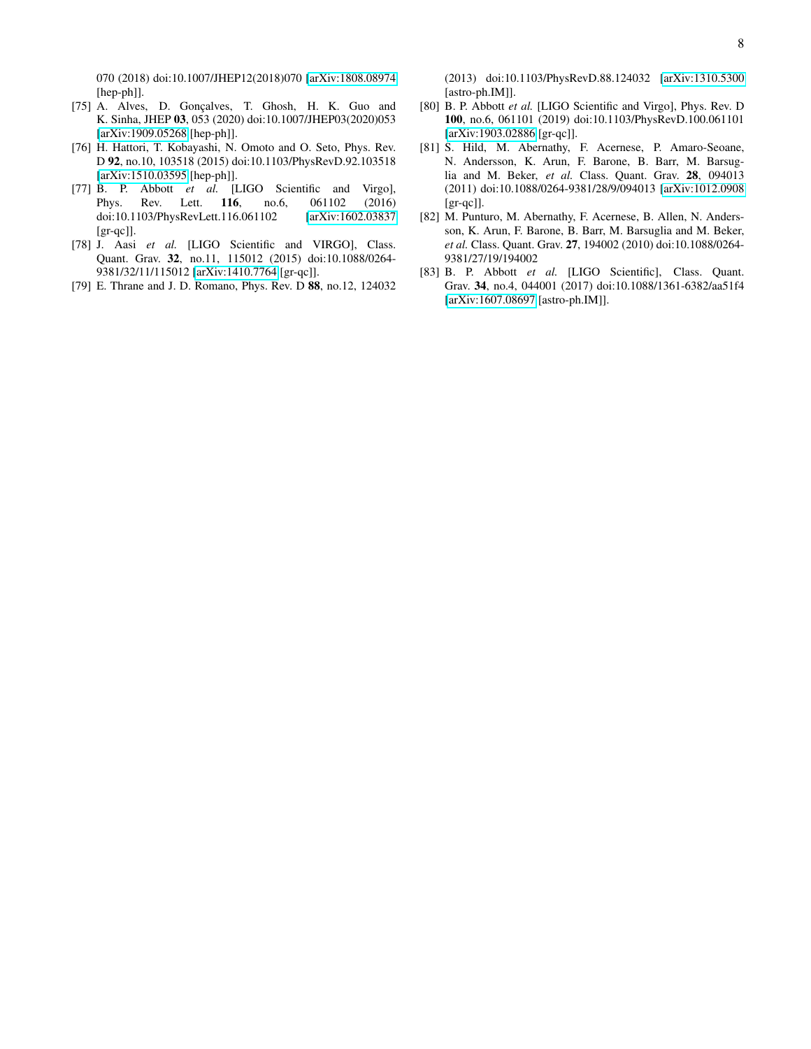070 (2018) doi:10.1007/JHEP12(2018)070 [arXiv:1808.08974 [hep-ph]].

[75] A. Alves, D. Gonçalves, T. Ghosh, H. K. Guo and K. Sinha, JHEP **03**, 053 (2020) doi:10.1007/JHEP03(2020)053 [arXiv:1909.05268 [hep-ph]].

[76] H. Hattori, T. Kobayashi, N. Omoto and O. Seto, Phys. Rev. D **92**, no.10, 103518 (2015) doi:10.1103/PhysRevD.92.103518 [arXiv:1510.03595 [hep-ph]].

[77] B. P. Abbott *et al.* [LIGO Scientific and Virgo], Phys. Rev. Lett. **116**, no.6, 061102 (2016) doi:10.1103/PhysRevLett.116.061102 [arXiv:1602.03837 [gr-qc]].

[78] J. Aasi *et al.* [LIGO Scientific and VIRGO], Class. Quant. Grav. **32**, no.11, 115012 (2015) doi:10.1088/0264-9381/32/11/115012 [arXiv:1410.7764 [gr-qc]].

[79] E. Thrane and J. D. Romano, Phys. Rev. D **88**, no.12, 124032 (2013) doi:10.1103/PhysRevD.88.124032 [arXiv:1310.5300 [astro-ph.IM]].

[80] B. P. Abbott *et al.* [LIGO Scientific and Virgo], Phys. Rev. D **100**, no.6, 061101 (2019) doi:10.1103/PhysRevD.100.061101 [arXiv:1903.02886 [gr-qc]].

[81] S. Hild, M. Abernathy, F. Acernese, P. Amaro-Seoane, N. Andersson, K. Arun, F. Barone, B. Barr, M. Barsuglia and M. Beker, *et al.* Class. Quant. Grav. **28**, 094013 (2011) doi:10.1088/0264-9381/28/9/094013 [arXiv:1012.0908 [gr-qc]].

[82] M. Punturo, M. Abernathy, F. Acernese, B. Allen, N. Andersson, K. Arun, F. Barone, B. Barr, M. Barsuglia and M. Beker, *et al.* Class. Quant. Grav. **27**, 194002 (2010) doi:10.1088/0264-9381/27/19/194002

[83] B. P. Abbott *et al.* [LIGO Scientific], Class. Quant. Grav. **34**, no.4, 044001 (2017) doi:10.1088/1361-6382/aa51f4 [arXiv:1607.08697 [astro-ph.IM]].